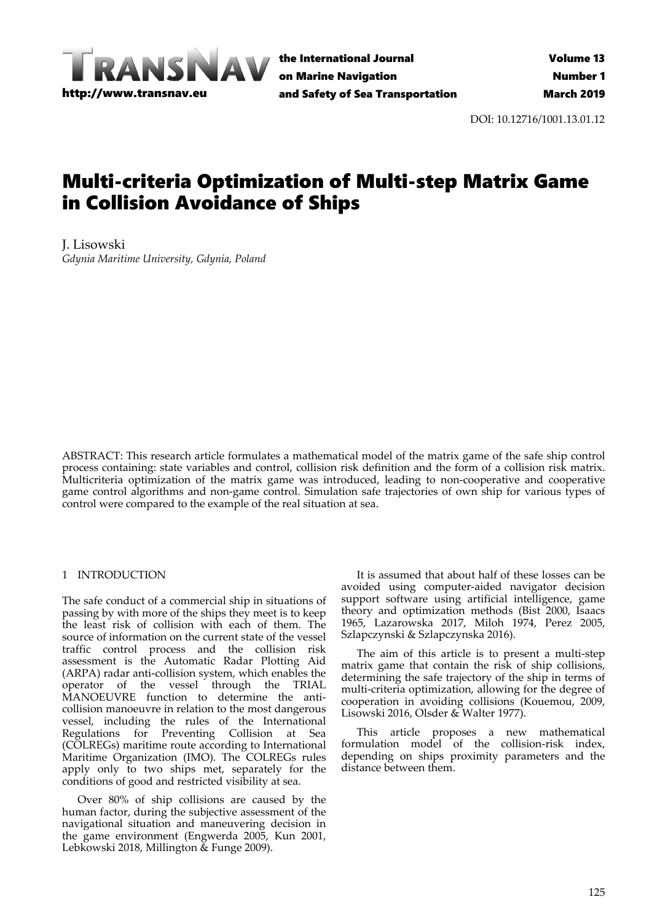DOI: 10.12716/1001.13.01.12

# Multi-criteria Optimization of Multi-step Matrix Game in Collision Avoidance of Ships

J. Lisowski
*Gdynia Maritime University, Gdynia, Poland*

ABSTRACT: This research article formulates a mathematical model of the matrix game of the safe ship control process containing: state variables and control, collision risk definition and the form of a collision risk matrix. Multicriteria optimization of the matrix game was introduced, leading to non-cooperative and cooperative game control algorithms and non-game control. Simulation safe trajectories of own ship for various types of control were compared to the example of the real situation at sea.

## 1 INTRODUCTION

The safe conduct of a commercial ship in situations of passing by with more of the ships they meet is to keep the least risk of collision with each of them. The source of information on the current state of the vessel traffic control process and the collision risk assessment is the Automatic Radar Plotting Aid (ARPA) radar anti-collision system, which enables the operator of the vessel through the TRIAL MANOEUVRE function to determine the anti-collision manoeuvre in relation to the most dangerous vessel, including the rules of the International Regulations for Preventing Collision at Sea (COLREGs) maritime route according to International Maritime Organization (IMO). The COLREGs rules apply only to two ships met, separately for the conditions of good and restricted visibility at sea.

Over 80% of ship collisions are caused by the human factor, during the subjective assessment of the navigational situation and maneuvering decision in the game environment (Engwerda 2005, Kun 2001, Lebkowski 2018, Millington & Funge 2009).

It is assumed that about half of these losses can be avoided using computer-aided navigator decision support software using artificial intelligence, game theory and optimization methods (Bist 2000, Isaacs 1965, Lazarowska 2017, Miloh 1974, Perez 2005, Szlapczynski & Szlapczynska 2016).

The aim of this article is to present a multi-step matrix game that contain the risk of ship collisions, determining the safe trajectory of the ship in terms of multi-criteria optimization, allowing for the degree of cooperation in avoiding collisions (Kouemou, 2009, Lisowski 2016, Olsder & Walter 1977).

This article proposes a new mathematical formulation model of the collision-risk index, depending on ships proximity parameters and the distance between them.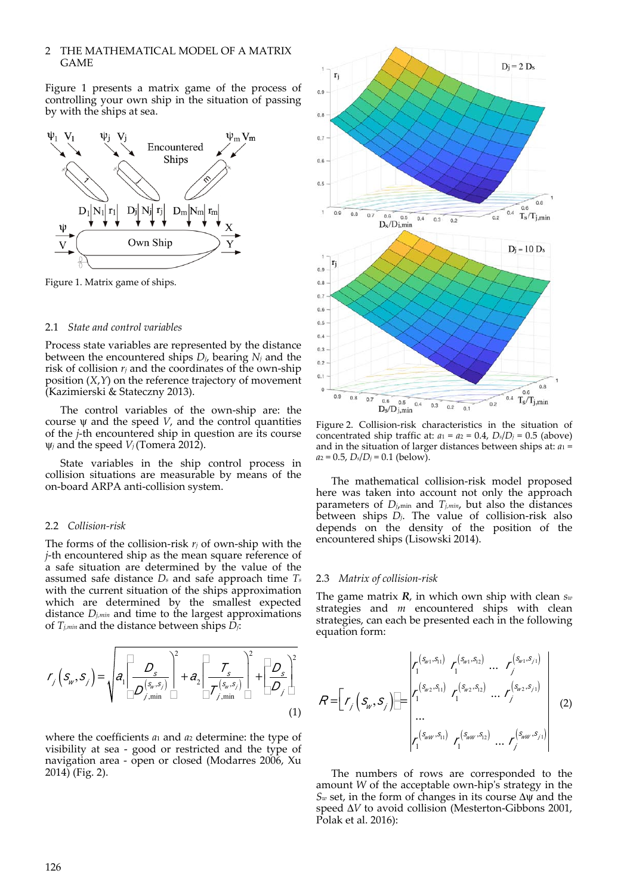## 2 THE MATHEMATICAL MODEL OF A MATRIX GAME

Figure 1 presents a matrix game of the process of controlling your own ship in the situation of passing by with the ships at sea.

Figure 1. Matrix game of ships.

### 2.1 *State and control variables*

Process state variables are represented by the distance between the encountered ships $D_j$, bearing $N_j$ and the risk of collision $r_j$ and the coordinates of the own-ship position $(X,Y)$ on the reference trajectory of movement (Kazimierski & Stateczny 2013).

The control variables of the own-ship are: the course $\psi$ and the speed $V$, and the control quantities of the $j$-th encountered ship in question are its course $\psi_j$ and the speed $V_j$ (Tomera 2012).

State variables in the ship control process in collision situations are measurable by means of the on-board ARPA anti-collision system.

### 2.2 *Collision-risk*

The forms of the collision-risk $r_j$ of own-ship with the $j$-th encountered ship as the mean square reference of a safe situation are determined by the value of the assumed safe distance $D_s$ and safe approach time $T_s$ with the current situation of the ships approximation which are determined by the smallest expected distance $D_{j,min}$ and time to the largest approximations of $T_{j,min}$ and the distance between ships $D_j$:

$$r_j\left(s_w,s_j\right)=\sqrt{a_1\left[\frac{D_s}{D_{j,\min}^{(s_w,s_j)}}\right]^2+a_2\left[\frac{T_s}{T_{j,\min}^{(s_w,s_j)}}\right]^2+\left[\frac{D_s}{D_j}\right]^2} \quad (1)$$

where the coefficients $a_1$ and $a_2$ determine: the type of visibility at sea - good or restricted and the type of navigation area - open or closed (Modarres 2006, Xu 2014) (Fig. 2).

Figure 2. Collision-risk characteristics in the situation of concentrated ship traffic at: $a_1 = a_2 = 0.4$, $D_s/D_j = 0.5$ (above) and in the situation of larger distances between ships at: $a_1 = a_2 = 0.5$, $D_s/D_j = 0.1$ (below).

The mathematical collision-risk model proposed here was taken into account not only the approach parameters of $D_{j,\min}$ and $T_{j,min}$, but also the distances between ships $D_j$. The value of collision-risk also depends on the density of the position of the encountered ships (Lisowski 2014).

### 2.3 *Matrix of collision-risk*

The game matrix $\boldsymbol{R}$, in which own ship with clean $s_w$ strategies and $m$ encountered ships with clean strategies, can each be presented each in the following equation form:

$$R=\left[r_j\left(s_w,s_j\right)\right]=\begin{vmatrix} r_1^{(s_{w1},s_{11})} & r_1^{(s_{w1},s_{12})} & \dots & r_j^{(s_{w1},s_{j1})} \\ r_1^{(s_{w2},s_{11})} & r_1^{(s_{w2},s_{12})} & \dots & r_j^{(s_{w2},s_{j1})} \\ \dots & & & \\ r_1^{(s_{wW},s_{11})} & r_1^{(s_{wW},s_{12})} & \dots & r_j^{(s_{wW},s_{j1})} \end{vmatrix} \quad (2)$$

The numbers of rows are corresponded to the amount $W$ of the acceptable own-hip's strategy in the $S_w$ set, in the form of changes in its course $\Delta\psi$ and the speed $\Delta V$ to avoid collision (Mesterton-Gibbons 2001, Polak et al. 2016):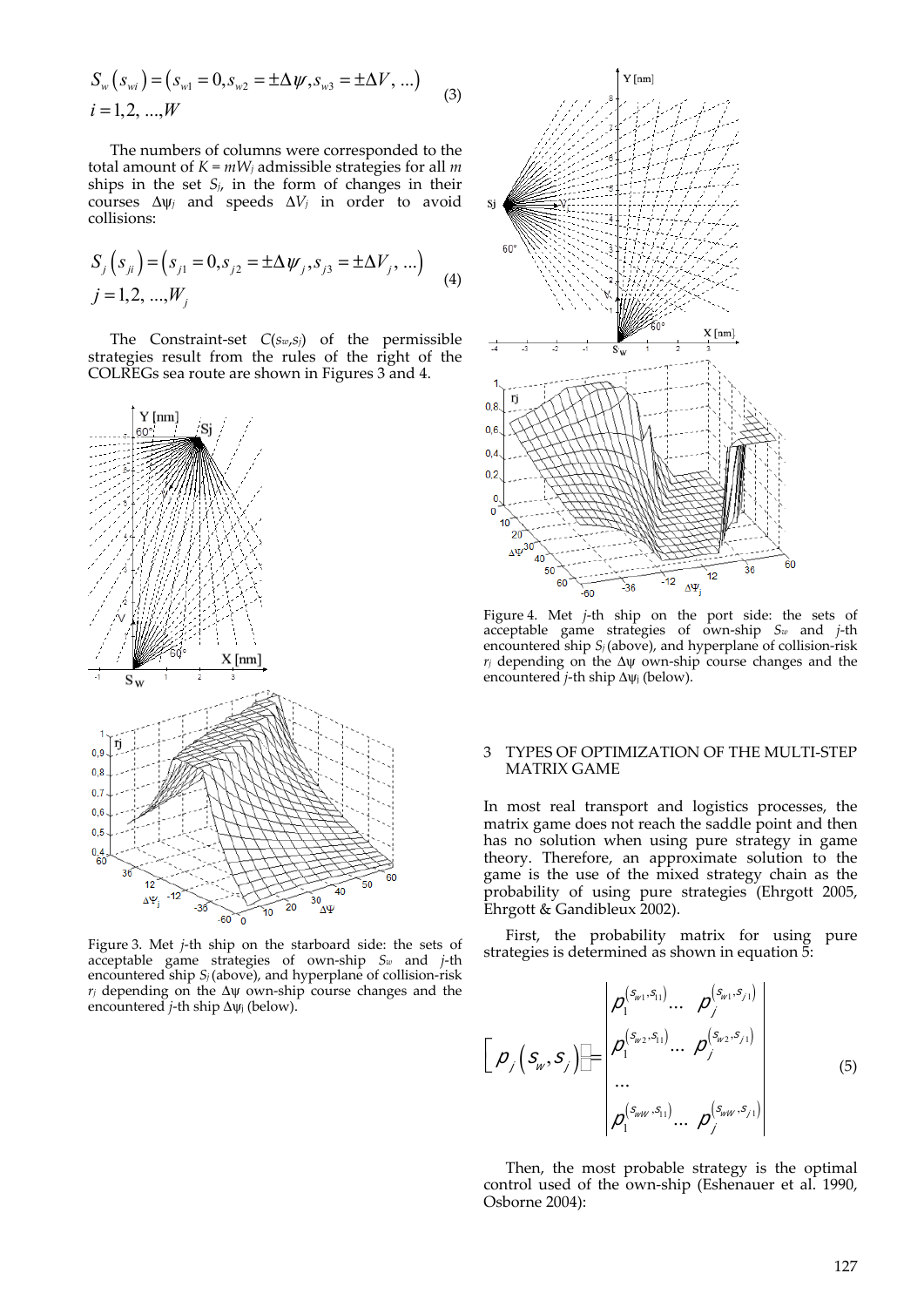$$S_w\left(s_{wi}\right)=\left(s_{w1}=0, s_{w2}=\pm\Delta\psi, s_{w3}=\pm\Delta V, \ldots\right)$$
$$i=1,2, \ldots, W \tag{3}$$

The numbers of columns were corresponded to the total amount of $K = mW_j$ admissible strategies for all $m$ ships in the set $S_j$, in the form of changes in their courses $\Delta\psi_j$ and speeds $\Delta V_j$ in order to avoid collisions:

$$S_j\left(s_{ji}\right)=\left(s_{j1}=0, s_{j2}=\pm\Delta\psi_j, s_{j3}=\pm\Delta V_j, \ldots\right)$$
$$j=1,2, \ldots, W_j \tag{4}$$

The Constraint-set $C(s_w,s_j)$ of the permissible strategies result from the rules of the right of the COLREGs sea route are shown in Figures 3 and 4.

Figure 3. Met $j$-th ship on the starboard side: the sets of acceptable game strategies of own-ship $S_w$ and $j$-th encountered ship $S_j$ (above), and hyperplane of collision-risk $r_j$ depending on the $\Delta\psi$ own-ship course changes and the encountered $j$-th ship $\Delta\psi_j$ (below).

Figure 4. Met $j$-th ship on the port side: the sets of acceptable game strategies of own-ship $S_w$ and $j$-th encountered ship $S_j$ (above), and hyperplane of collision-risk $r_j$ depending on the $\Delta\psi$ own-ship course changes and the encountered $j$-th ship $\Delta\psi_j$ (below).

## 3 TYPES OF OPTIMIZATION OF THE MULTI-STEP MATRIX GAME

In most real transport and logistics processes, the matrix game does not reach the saddle point and then has no solution when using pure strategy in game theory. Therefore, an approximate solution to the game is the use of the mixed strategy chain as the probability of using pure strategies (Ehrgott 2005, Ehrgott & Gandibleux 2002).

First, the probability matrix for using pure strategies is determined as shown in equation 5:

$$\left[p_j\left(s_w,s_j\right)\right]=\begin{vmatrix} p_1^{(s_{w1},s_{11})} \ldots & p_j^{(s_{w1},s_{j1})} \\ p_1^{(s_{w2},s_{11})} \ldots & p_j^{(s_{w2},s_{j1})} \\ \ldots & \\ p_1^{(s_{wW},s_{11})} \ldots & p_j^{(s_{wW},s_{j1})} \end{vmatrix} \tag{5}$$

Then, the most probable strategy is the optimal control used of the own-ship (Eshenauer et al. 1990, Osborne 2004):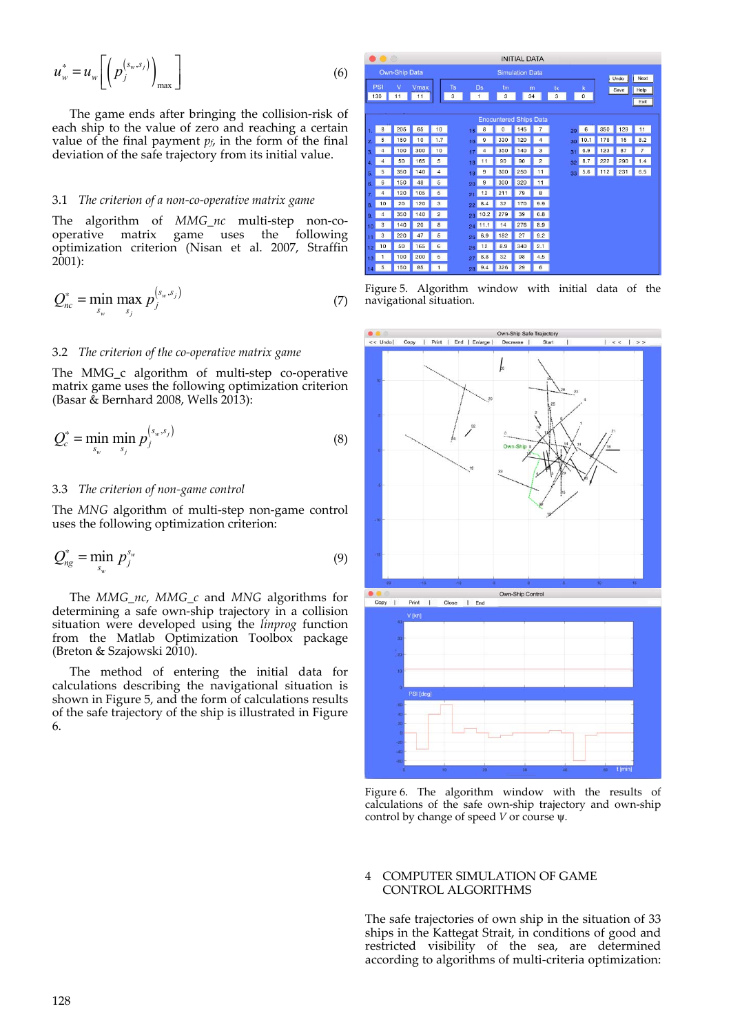$$u_w^* = u_w\left[\left(p_j^{(s_w,s_j)}\right)_{\max}\right] \tag{6}$$

The game ends after bringing the collision-risk of each ship to the value of zero and reaching a certain value of the final payment $p_{f}$, in the form of the final deviation of the safe trajectory from its initial value.

### 3.1 *The criterion of a non-co-operative matrix game*

The algorithm of *MMG_nc* multi-step non-co-operative matrix game uses the following optimization criterion (Nisan et al. 2007, Straffin 2001):

$$Q_{nc}^* = \min_{s_w} \max_{s_j} p_j^{(s_w,s_j)} \tag{7}$$

### 3.2 *The criterion of the co-operative matrix game*

The MMG_c algorithm of multi-step co-operative matrix game uses the following optimization criterion (Basar & Bernhard 2008, Wells 2013):

$$Q_c^* = \min_{s_w} \min_{s_j} p_j^{(s_w,s_j)} \tag{8}$$

### 3.3 *The criterion of non-game control*

The *MNG* algorithm of multi-step non-game control uses the following optimization criterion:

$$Q_{ng}^* = \min_{s_w} p_j^{s_w} \tag{9}$$

The *MMG_nc*, *MMG_c* and *MNG* algorithms for determining a safe own-ship trajectory in a collision situation were developed using the *linprog* function from the Matlab Optimization Toolbox package (Breton & Szajowski 2010).

The method of entering the initial data for calculations describing the navigational situation is shown in Figure 5, and the form of calculations results of the safe trajectory of the ship is illustrated in Figure 6.

Figure 5. Algorithm window with initial data of the navigational situation.

Figure 6. The algorithm window with the results of calculations of the safe own-ship trajectory and own-ship control by change of speed $V$ or course $\psi$.

## 4 COMPUTER SIMULATION OF GAME CONTROL ALGORITHMS

The safe trajectories of own ship in the situation of 33 ships in the Kattegat Strait, in conditions of good and restricted visibility of the sea, are determined according to algorithms of multi-criteria optimization: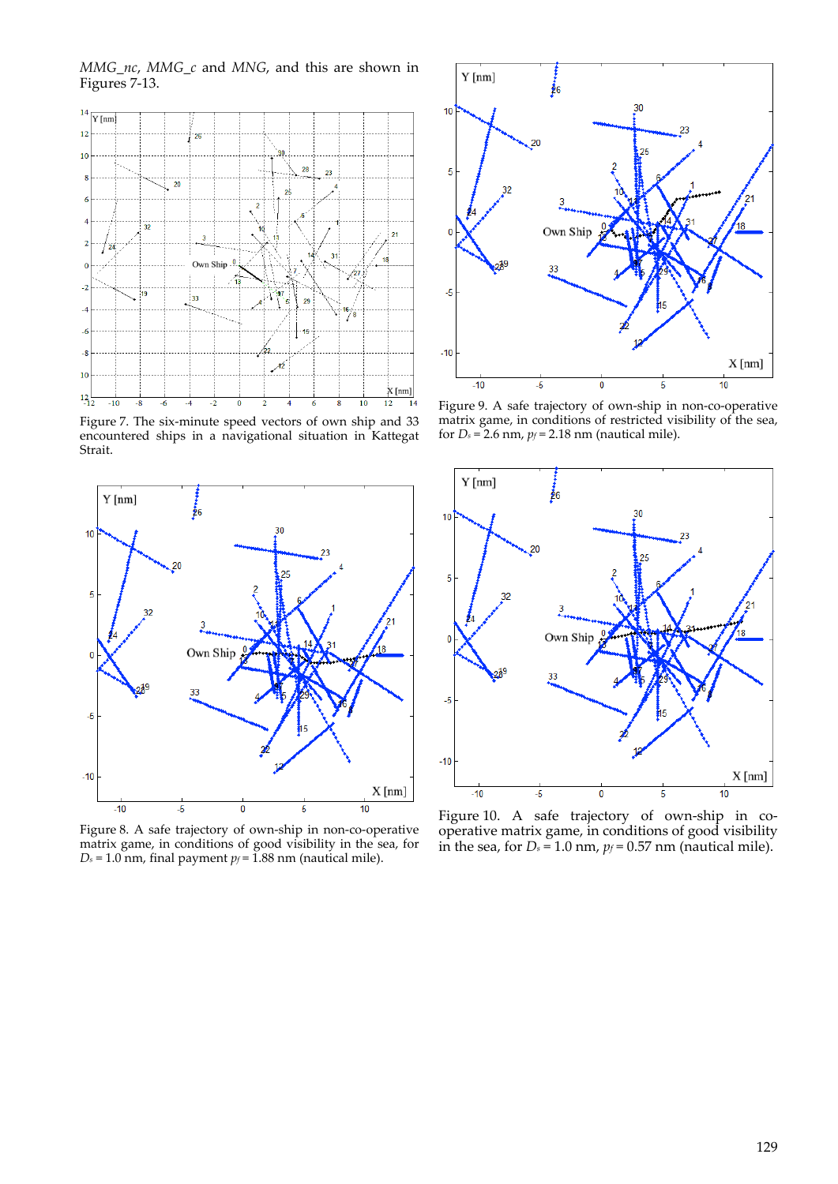*MMG_nc*, *MMG_c* and *MNG*, and this are shown in Figures 7-13.

Figure 7. The six-minute speed vectors of own ship and 33 encountered ships in a navigational situation in Kattegat Strait.

Figure 8. A safe trajectory of own-ship in non-co-operative matrix game, in conditions of good visibility in the sea, for $D_s$ = 1.0 nm, final payment $p_f$ = 1.88 nm (nautical mile).

Figure 9. A safe trajectory of own-ship in non-co-operative matrix game, in conditions of restricted visibility of the sea, for $D_s$ = 2.6 nm, $p_f$ = 2.18 nm (nautical mile).

Figure 10. A safe trajectory of own-ship in co-operative matrix game, in conditions of good visibility in the sea, for $D_s$ = 1.0 nm, $p_f$ = 0.57 nm (nautical mile).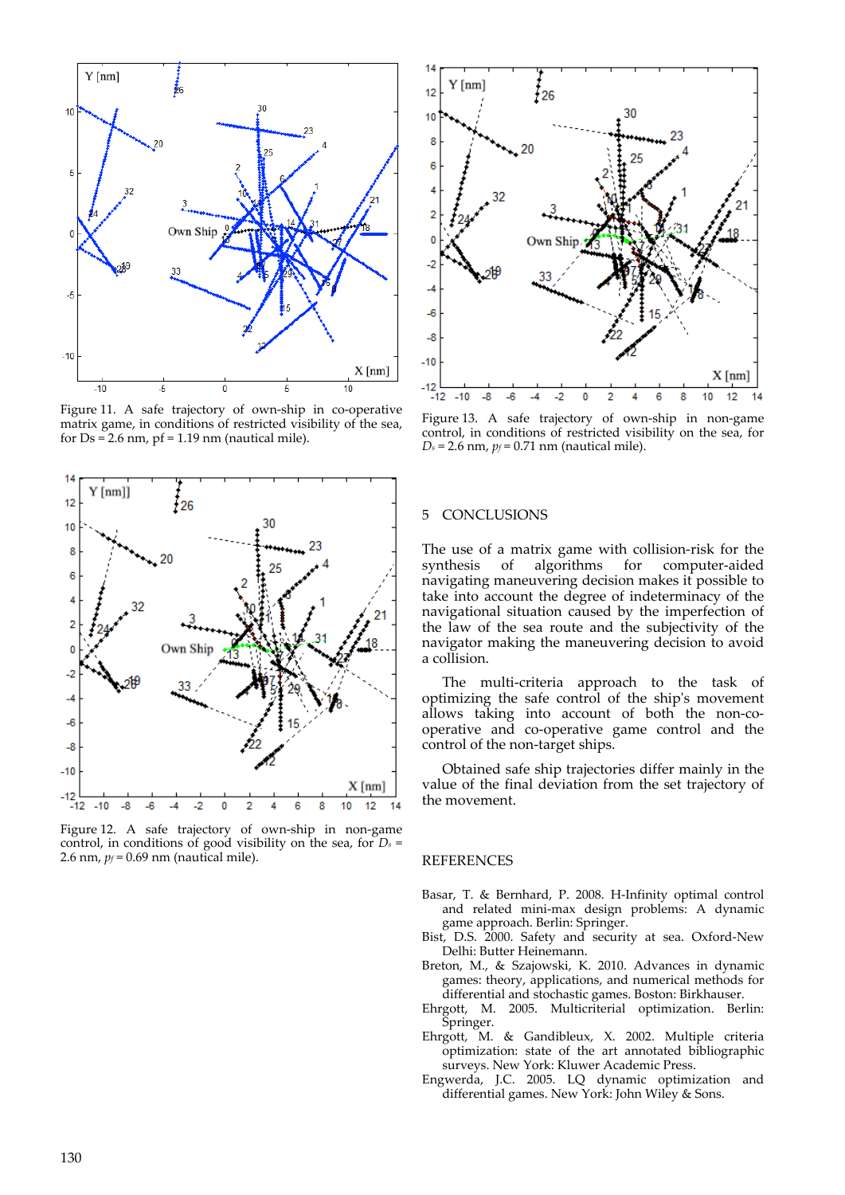Figure 11. A safe trajectory of own-ship in co-operative matrix game, in conditions of restricted visibility of the sea, for Ds = 2.6 nm, pf = 1.19 nm (nautical mile).

Figure 12. A safe trajectory of own-ship in non-game control, in conditions of good visibility on the sea, for $D_s$ = 2.6 nm, $p_f$ = 0.69 nm (nautical mile).

Figure 13. A safe trajectory of own-ship in non-game control, in conditions of restricted visibility on the sea, for $D_s$ = 2.6 nm, $p_f$ = 0.71 nm (nautical mile).

## 5 CONCLUSIONS

The use of a matrix game with collision-risk for the synthesis of algorithms for computer-aided navigating maneuvering decision makes it possible to take into account the degree of indeterminacy of the navigational situation caused by the imperfection of the law of the sea route and the subjectivity of the navigator making the maneuvering decision to avoid a collision.

The multi-criteria approach to the task of optimizing the safe control of the ship's movement allows taking into account of both the non-co-operative and co-operative game control and the control of the non-target ships.

Obtained safe ship trajectories differ mainly in the value of the final deviation from the set trajectory of the movement.

## REFERENCES

Basar, T. & Bernhard, P. 2008. H-Infinity optimal control and related mini-max design problems: A dynamic game approach. Berlin: Springer.

Bist, D.S. 2000. Safety and security at sea. Oxford-New Delhi: Butter Heinemann.

Breton, M., & Szajowski, K. 2010. Advances in dynamic games: theory, applications, and numerical methods for differential and stochastic games. Boston: Birkhauser.

Ehrgott, M. 2005. Multicriterial optimization. Berlin: Springer.

Ehrgott, M. & Gandibleux, X. 2002. Multiple criteria optimization: state of the art annotated bibliographic surveys. New York: Kluwer Academic Press.

Engwerda, J.C. 2005. LQ dynamic optimization and differential games. New York: John Wiley & Sons.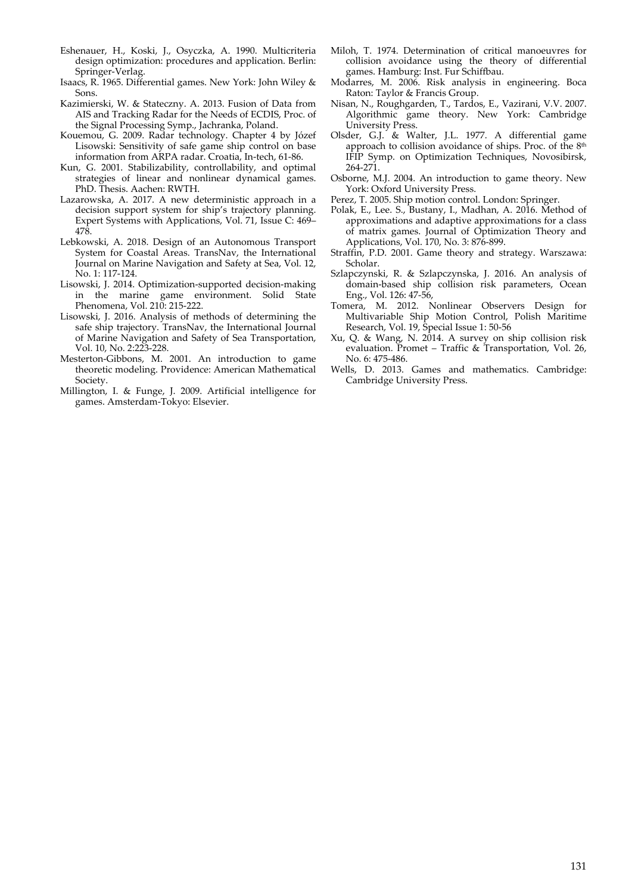Eshenauer, H., Koski, J., Osyczka, A. 1990. Multicriteria design optimization: procedures and application. Berlin: Springer-Verlag.

Isaacs, R. 1965. Differential games. New York: John Wiley & Sons.

Kazimierski, W. & Stateczny. A. 2013. Fusion of Data from AIS and Tracking Radar for the Needs of ECDIS, Proc. of the Signal Processing Symp., Jachranka, Poland.

Kouemou, G. 2009. Radar technology. Chapter 4 by Józef Lisowski: Sensitivity of safe game ship control on base information from ARPA radar. Croatia, In-tech, 61-86.

Kun, G. 2001. Stabilizability, controllability, and optimal strategies of linear and nonlinear dynamical games. PhD. Thesis. Aachen: RWTH.

Lazarowska, A. 2017. A new deterministic approach in a decision support system for ship's trajectory planning. Expert Systems with Applications, Vol. 71, Issue C: 469–478.

Lebkowski, A. 2018. Design of an Autonomous Transport System for Coastal Areas. TransNav, the International Journal on Marine Navigation and Safety at Sea, Vol. 12, No. 1: 117-124.

Lisowski, J. 2014. Optimization-supported decision-making in the marine game environment. Solid State Phenomena, Vol. 210: 215-222.

Lisowski, J. 2016. Analysis of methods of determining the safe ship trajectory. TransNav, the International Journal of Marine Navigation and Safety of Sea Transportation, Vol. 10, No. 2:223-228.

Mesterton-Gibbons, M. 2001. An introduction to game theoretic modeling. Providence: American Mathematical Society.

Millington, I. & Funge, J. 2009. Artificial intelligence for games. Amsterdam-Tokyo: Elsevier.

Miloh, T. 1974. Determination of critical manoeuvres for collision avoidance using the theory of differential games. Hamburg: Inst. Fur Schiffbau.

Modarres, M. 2006. Risk analysis in engineering. Boca Raton: Taylor & Francis Group.

Nisan, N., Roughgarden, T., Tardos, E., Vazirani, V.V. 2007. Algorithmic game theory. New York: Cambridge University Press.

Olsder, G.J. & Walter, J.L. 1977. A differential game approach to collision avoidance of ships. Proc. of the 8th IFIP Symp. on Optimization Techniques, Novosibirsk, 264-271.

Osborne, M.J. 2004. An introduction to game theory. New York: Oxford University Press.

Perez, T. 2005. Ship motion control. London: Springer.

Polak, E., Lee. S., Bustany, I., Madhan, A. 2016. Method of approximations and adaptive approximations for a class of matrix games. Journal of Optimization Theory and Applications, Vol. 170, No. 3: 876-899.

Straffin, P.D. 2001. Game theory and strategy. Warszawa: Scholar.

Szlapczynski, R. & Szlapczynska, J. 2016. An analysis of domain-based ship collision risk parameters, Ocean Eng., Vol. 126: 47-56,

Tomera, M. 2012. Nonlinear Observers Design for Multivariable Ship Motion Control, Polish Maritime Research, Vol. 19, Special Issue 1: 50-56

Xu, Q. & Wang, N. 2014. A survey on ship collision risk evaluation. Promet – Traffic & Transportation, Vol. 26, No. 6: 475-486.

Wells, D. 2013. Games and mathematics. Cambridge: Cambridge University Press.